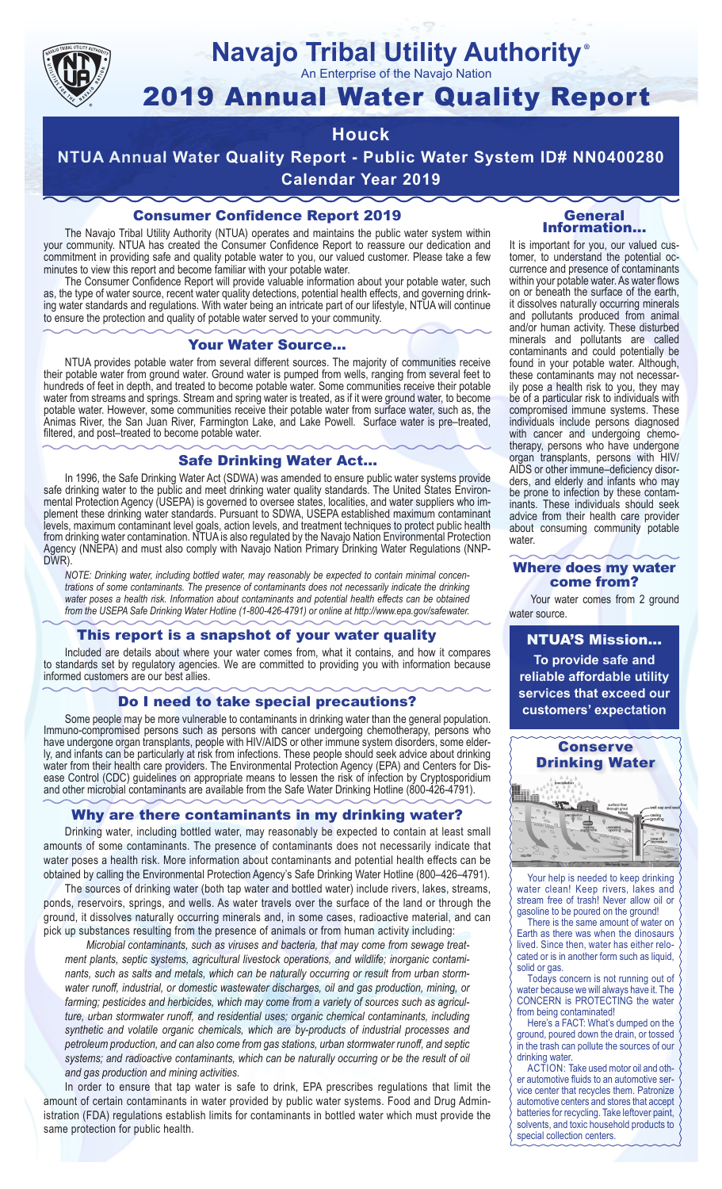# Navajo Tribal Utility Authority®

An Enterprise of the Navajo Nation

# 2019 Annual Water Quality Report

## Houck

## NTUA Annual Water Quality Report - Public Water System ID# NN0400280

## Calendar Year 2019

### Consumer Confidence Report 2019

The Navajo Tribal Utility Authority (NTUA) operates and maintains the public water system within your community. NTUA has created the Consumer Confidence Report to reassure our dedication and commitment in providing safe and quality potable water to you, our valued customer. Please take a few minutes to view this report and become familiar with your potable water.

The Consumer Confidence Report will provide valuable information about your potable water, such as, the type of water source, recent water quality detections, potential health effects, and governing drinking water standards and regulations. With water being an intricate part of our lifestyle, NTUA will continue to ensure the protection and quality of potable water served to your community.

### Your Water Source…

NTUA provides potable water from several different sources. The majority of communities receive their potable water from ground water. Ground water is pumped from wells, ranging from several feet to hundreds of feet in depth, and treated to become potable water. Some communities receive their potable water from streams and springs. Stream and spring water is treated, as if it were ground water, to become potable water. However, some communities receive their potable water from surface water, such as, the Animas River, the San Juan River, Farmington Lake, and Lake Powell. Surface water is pre–treated, filtered, and post–treated to become potable water.

### Safe Drinking Water Act…

In 1996, the Safe Drinking Water Act (SDWA) was amended to ensure public water systems provide safe drinking water to the public and meet drinking water quality standards. The United States Environmental Protection Agency (USEPA) is governed to oversee states, localities, and water suppliers who implement these drinking water standards. Pursuant to SDWA, USEPA established maximum contaminant levels, maximum contaminant level goals, action levels, and treatment techniques to protect public health from drinking water contamination. NTUA is also regulated by the Navajo Nation Environmental Protection Agency (NNEPA) and must also comply with Navajo Nation Primary Drinking Water Regulations (NNPDWR).

*NOTE: Drinking water, including bottled water, may reasonably be expected to contain minimal concentrations of some contaminants. The presence of contaminants does not necessarily indicate the drinking water poses a health risk. Information about contaminants and potential health effects can be obtained from the USEPA Safe Drinking Water Hotline (1-800-426-4791) or online at http://www.epa.gov/safewater.*

### This report is a snapshot of your water quality

Included are details about where your water comes from, what it contains, and how it compares to standards set by regulatory agencies. We are committed to providing you with information because informed customers are our best allies.

### Do I need to take special precautions?

Some people may be more vulnerable to contaminants in drinking water than the general population. Immuno-compromised persons such as persons with cancer undergoing chemotherapy, persons who have undergone organ transplants, people with HIV/AIDS or other immune system disorders, some elderly, and infants can be particularly at risk from infections. These people should seek advice about drinking water from their health care providers. The Environmental Protection Agency (EPA) and Centers for Disease Control (CDC) guidelines on appropriate means to lessen the risk of infection by Cryptosporidium and other microbial contaminants are available from the Safe Water Drinking Hotline (800-426-4791).

### Why are there contaminants in my drinking water?

Drinking water, including bottled water, may reasonably be expected to contain at least small amounts of some contaminants. The presence of contaminants does not necessarily indicate that water poses a health risk. More information about contaminants and potential health effects can be obtained by calling the Environmental Protection Agency's Safe Drinking Water Hotline (800–426–4791).

The sources of drinking water (both tap water and bottled water) include rivers, lakes, streams, ponds, reservoirs, springs, and wells. As water travels over the surface of the land or through the ground, it dissolves naturally occurring minerals and, in some cases, radioactive material, and can pick up substances resulting from the presence of animals or from human activity including:

*Microbial contaminants, such as viruses and bacteria, that may come from sewage treatment plants, septic systems, agricultural livestock operations, and wildlife; inorganic contaminants, such as salts and metals, which can be naturally occurring or result from urban stormwater runoff, industrial, or domestic wastewater discharges, oil and gas production, mining, or farming; pesticides and herbicides, which may come from a variety of sources such as agriculture, urban stormwater runoff, and residential uses; organic chemical contaminants, including synthetic and volatile organic chemicals, which are by-products of industrial processes and petroleum production, and can also come from gas stations, urban stormwater runoff, and septic systems; and radioactive contaminants, which can be naturally occurring or be the result of oil and gas production and mining activities.*

In order to ensure that tap water is safe to drink, EPA prescribes regulations that limit the amount of certain contaminants in water provided by public water systems. Food and Drug Administration (FDA) regulations establish limits for contaminants in bottled water which must provide the same protection for public health.

### General Information…

It is important for you, our valued customer, to understand the potential occurrence and presence of contaminants within your potable water. As water flows on or beneath the surface of the earth, it dissolves naturally occurring minerals and pollutants produced from animal and/or human activity. These disturbed minerals and pollutants are called contaminants and could potentially be found in your potable water. Although, these contaminants may not necessarily pose a health risk to you, they may be of a particular risk to individuals with compromised immune systems. These individuals include persons diagnosed with cancer and undergoing chemo-therapy, persons who have undergone organ transplants, persons with HIV/AIDS or other immune–deficiency disorders, and elderly and infants who may be prone to infection by these contaminants. These individuals should seek advice from their health care provider about consuming community potable water.

### Where does my water come from?

Your water comes from 2 ground water source.

### NTUA'S Mission…

**To provide safe and reliable affordable utility services that exceed our customers' expectation**

### Conserve Drinking Water

Your help is needed to keep drinking water clean! Keep rivers, lakes and stream free of trash! Never allow oil or gasoline to be poured on the ground!

There is the same amount of water on Earth as there was when the dinosaurs lived. Since then, water has either relocated or is in another form such as liquid, solid or gas.

Todays concern is not running out of water because we will always have it. The CONCERN is PROTECTING the water from being contaminated!

Here's a FACT: What's dumped on the ground, poured down the drain, or tossed in the trash can pollute the sources of our drinking water.

ACTION: Take used motor oil and other automotive fluids to an automotive service center that recycles them. Patronize automotive centers and stores that accept batteries for recycling. Take leftover paint, solvents, and toxic household products to special collection centers.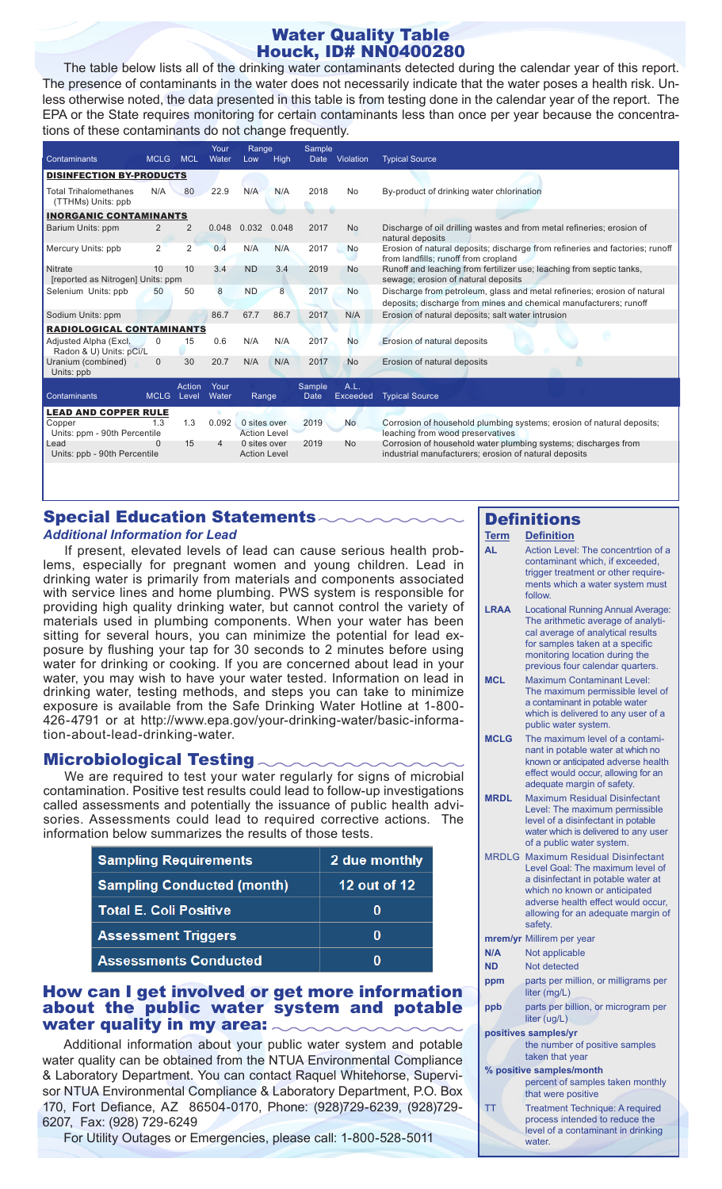# Water Quality Table
# Houck, ID# NN0400280

The table below lists all of the drinking water contaminants detected during the calendar year of this report. The presence of contaminants in the water does not necessarily indicate that the water poses a health risk. Unless otherwise noted, the data presented in this table is from testing done in the calendar year of the report. The EPA or the State requires monitoring for certain contaminants less than once per year because the concentrations of these contaminants do not change frequently.

| Contaminants | MCLG | MCL | Your Water | Range Low | Range High | Sample Date | Violation | Typical Source |
|---|---|---|---|---|---|---|---|---|
| **DISINFECTION BY-PRODUCTS** | | | | | | | | |
| Total Trihalomethanes (TTHMs) Units: ppb | N/A | 80 | 22.9 | N/A | N/A | 2018 | No | By-product of drinking water chlorination |
| **INORGANIC CONTAMINANTS** | | | | | | | | |
| Barium Units: ppm | 2 | 2 | 0.048 | 0.032 | 0.048 | 2017 | No | Discharge of oil drilling wastes and from metal refineries; erosion of natural deposits |
| Mercury Units: ppb | 2 | 2 | 0.4 | N/A | N/A | 2017 | No | Erosion of natural deposits; discharge from refineries and factories; runoff from landfills; runoff from cropland |
| Nitrate [reported as Nitrogen] Units: ppm | 10 | 10 | 3.4 | ND | 3.4 | 2019 | No | Runoff and leaching from fertilizer use; leaching from septic tanks, sewage; erosion of natural deposits |
| Selenium Units: ppb | 50 | 50 | 8 | ND | 8 | 2017 | No | Discharge from petroleum, glass and metal refineries; erosion of natural deposits; discharge from mines and chemical manufacturers; runoff |
| Sodium Units: ppm | | | 86.7 | 67.7 | 86.7 | 2017 | N/A | Erosion of natural deposits; salt water intrusion |
| **RADIOLOGICAL CONTAMINANTS** | | | | | | | | |
| Adjusted Alpha (Excl. Radon & U) Units: pCi/L | 0 | 15 | 0.6 | N/A | N/A | 2017 | No | Erosion of natural deposits |
| Uranium (combined) Units: ppb | 0 | 30 | 20.7 | N/A | N/A | 2017 | No | Erosion of natural deposits |

| Contaminants | MCLG | Action Level | Your Water | Range | Sample Date | A.L. Exceeded | Typical Source |
|---|---|---|---|---|---|---|---|
| **LEAD AND COPPER RULE** | | | | | | | |
| Copper Units: ppm - 90th Percentile | 1.3 | 1.3 | 0.092 | 0 sites over Action Level | 2019 | No | Corrosion of household plumbing systems; erosion of natural deposits; leaching from wood preservatives |
| Lead Units: ppb - 90th Percentile | 0 | 15 | 4 | 0 sites over Action Level | 2019 | No | Corrosion of household water plumbing systems; discharges from industrial manufacturers; erosion of natural deposits |

## Special Education Statements

### *Additional Information for Lead*

If present, elevated levels of lead can cause serious health problems, especially for pregnant women and young children. Lead in drinking water is primarily from materials and components associated with service lines and home plumbing. PWS system is responsible for providing high quality drinking water, but cannot control the variety of materials used in plumbing components. When your water has been sitting for several hours, you can minimize the potential for lead exposure by flushing your tap for 30 seconds to 2 minutes before using water for drinking or cooking. If you are concerned about lead in your water, you may wish to have your water tested. Information on lead in drinking water, testing methods, and steps you can take to minimize exposure is available from the Safe Drinking Water Hotline at 1-800-426-4791 or at http://www.epa.gov/your-drinking-water/basic-information-about-lead-drinking-water.

## Microbiological Testing

We are required to test your water regularly for signs of microbial contamination. Positive test results could lead to follow-up investigations called assessments and potentially the issuance of public health advisories. Assessments could lead to required corrective actions. The information below summarizes the results of those tests.

| Sampling Requirements | 2 due monthly |
|---|---|
| Sampling Conducted (month) | 12 out of 12 |
| Total E. Coli Positive | 0 |
| Assessment Triggers | 0 |
| Assessments Conducted | 0 |

## How can I get involved or get more information about the public water system and potable water quality in my area:

Additional information about your public water system and potable water quality can be obtained from the NTUA Environmental Compliance & Laboratory Department. You can contact Raquel Whitehorse, Supervisor NTUA Environmental Compliance & Laboratory Department, P.O. Box 170, Fort Defiance, AZ 86504-0170, Phone: (928)729-6239, (928)729-6207, Fax: (928) 729-6249

For Utility Outages or Emergencies, please call: 1-800-528-5011

## Definitions

| Term | Definition |
|---|---|
| **AL** | Action Level: The concentrtion of a contaminant which, if exceeded, trigger treatment or other requirements which a water system must follow. |
| **LRAA** | Locational Running Annual Average: The arithmetic average of analytical average of analytical results for samples taken at a specific monitoring location during the previous four calendar quarters. |
| **MCL** | Maximum Contaminant Level: The maximum permissible level of a contaminant in potable water which is delivered to any user of a public water system. |
| **MCLG** | The maximum level of a contaminant in potable water at which no known or anticipated adverse health effect would occur, allowing for an adequate margin of safety. |
| **MRDL** | Maximum Residual Disinfectant Level: The maximum permissible level of a disinfectant in potable water which is delivered to any user of a public water system. |
| **MRDLG** | Maximum Residual Disinfectant Level Goal: The maximum level of a disinfectant in potable water at which no known or anticipated adverse health effect would occur, allowing for an adequate margin of safety. |
| **mrem/yr** | Millirem per year |
| **N/A** | Not applicable |
| **ND** | Not detected |
| **ppm** | parts per million, or milligrams per liter (mg/L) |
| **ppb** | parts per billion, or microgram per liter (ug/L) |
| **positives samples/yr** | the number of positive samples taken that year |
| **% positive samples/month** | percent of samples taken monthly that were positive |
| **TT** | Treatment Technique: A required process intended to reduce the level of a contaminant in drinking water. |